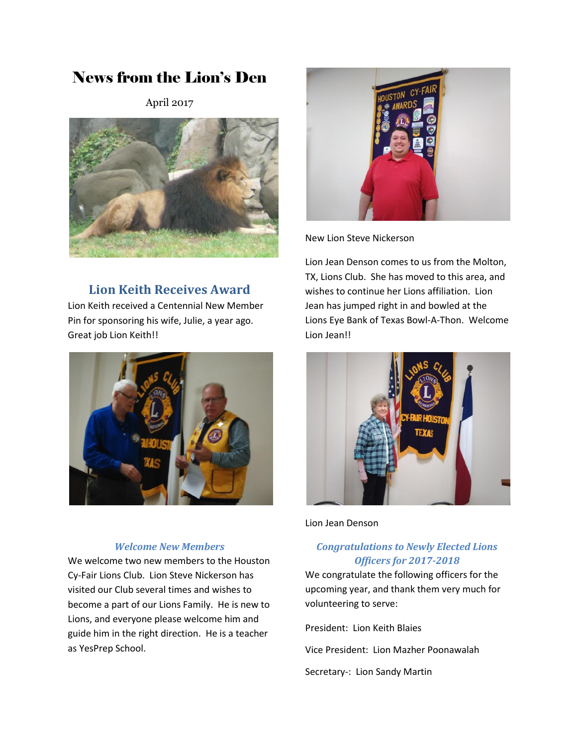# News from the Lion's Den

April 2017

## Lion Keith Receives Award

Lion Keith received a Centennial New Member Pin for sponsoring his wife, Julie, a year ago. Great job Lion Keith!!

### *Welcome New Members*

We welcome two new members to the Houston Cy-Fair Lions Club. Lion Steve Nickerson has visited our Club several times and wishes to become a part of our Lions Family. He is new to Lions, and everyone please welcome him and guide him in the right direction. He is a teacher as YesPrep School.

New Lion Steve Nickerson

Lion Jean Denson comes to us from the Molton, TX, Lions Club. She has moved to this area, and wishes to continue her Lions affiliation. Lion Jean has jumped right in and bowled at the Lions Eye Bank of Texas Bowl-A-Thon. Welcome Lion Jean!!

Lion Jean Denson

### *Congratulations to Newly Elected Lions Officers for 2017-2018*

We congratulate the following officers for the upcoming year, and thank them very much for volunteering to serve:

President: Lion Keith Blaies

Vice President: Lion Mazher Poonawalah

Secretary-: Lion Sandy Martin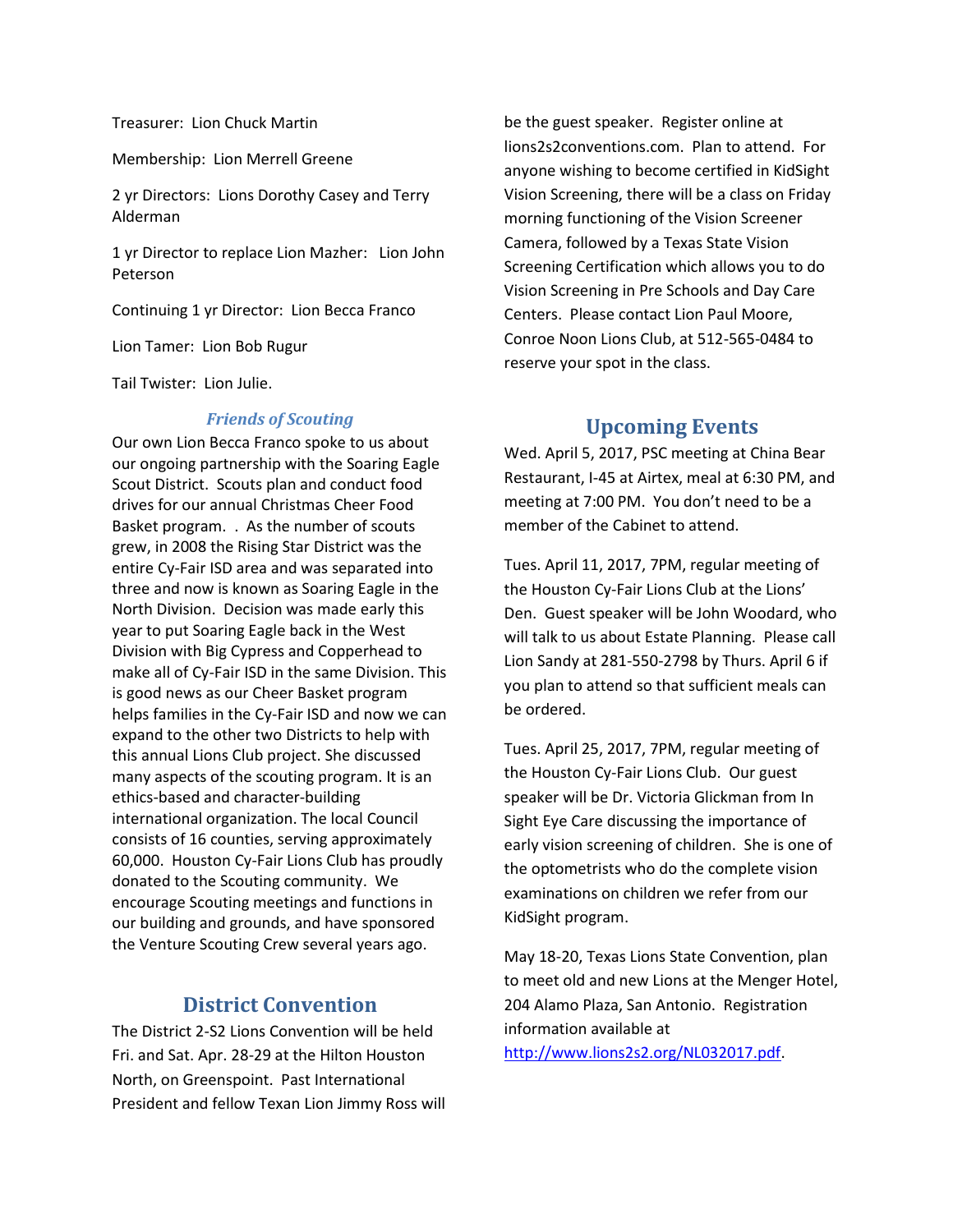Treasurer: Lion Chuck Martin

Membership: Lion Merrell Greene

2 yr Directors: Lions Dorothy Casey and Terry Alderman

1 yr Director to replace Lion Mazher: Lion John Peterson

Continuing 1 yr Director: Lion Becca Franco

Lion Tamer: Lion Bob Rugur

Tail Twister: Lion Julie.

### *Friends of Scouting*

Our own Lion Becca Franco spoke to us about our ongoing partnership with the Soaring Eagle Scout District. Scouts plan and conduct food drives for our annual Christmas Cheer Food Basket program. . As the number of scouts grew, in 2008 the Rising Star District was the entire Cy-Fair ISD area and was separated into three and now is known as Soaring Eagle in the North Division. Decision was made early this year to put Soaring Eagle back in the West Division with Big Cypress and Copperhead to make all of Cy-Fair ISD in the same Division. This is good news as our Cheer Basket program helps families in the Cy-Fair ISD and now we can expand to the other two Districts to help with this annual Lions Club project. She discussed many aspects of the scouting program. It is an ethics-based and character-building international organization. The local Council consists of 16 counties, serving approximately 60,000. Houston Cy-Fair Lions Club has proudly donated to the Scouting community. We encourage Scouting meetings and functions in our building and grounds, and have sponsored the Venture Scouting Crew several years ago.

## District Convention

The District 2-S2 Lions Convention will be held Fri. and Sat. Apr. 28-29 at the Hilton Houston North, on Greenspoint. Past International President and fellow Texan Lion Jimmy Ross will be the guest speaker. Register online at lions2s2conventions.com. Plan to attend. For anyone wishing to become certified in KidSight Vision Screening, there will be a class on Friday morning functioning of the Vision Screener Camera, followed by a Texas State Vision Screening Certification which allows you to do Vision Screening in Pre Schools and Day Care Centers. Please contact Lion Paul Moore, Conroe Noon Lions Club, at 512-565-0484 to reserve your spot in the class.

## Upcoming Events

Wed. April 5, 2017, PSC meeting at China Bear Restaurant, I-45 at Airtex, meal at 6:30 PM, and meeting at 7:00 PM. You don't need to be a member of the Cabinet to attend.

Tues. April 11, 2017, 7PM, regular meeting of the Houston Cy-Fair Lions Club at the Lions' Den. Guest speaker will be John Woodard, who will talk to us about Estate Planning. Please call Lion Sandy at 281-550-2798 by Thurs. April 6 if you plan to attend so that sufficient meals can be ordered.

Tues. April 25, 2017, 7PM, regular meeting of the Houston Cy-Fair Lions Club. Our guest speaker will be Dr. Victoria Glickman from In Sight Eye Care discussing the importance of early vision screening of children. She is one of the optometrists who do the complete vision examinations on children we refer from our KidSight program.

May 18-20, Texas Lions State Convention, plan to meet old and new Lions at the Menger Hotel, 204 Alamo Plaza, San Antonio. Registration information available at http://www.lions2s2.org/NL032017.pdf.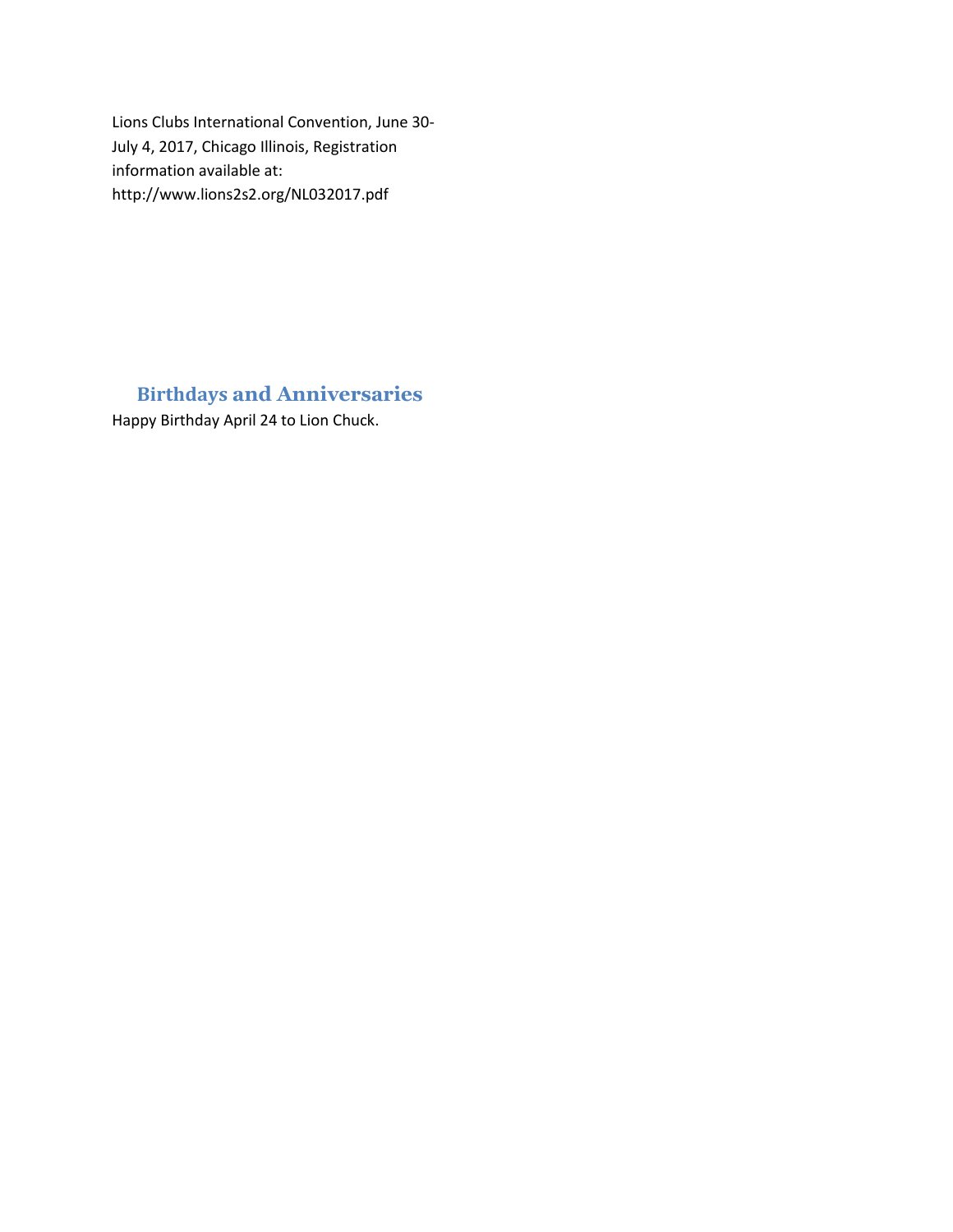Lions Clubs International Convention, June 30-July 4, 2017, Chicago Illinois, Registration information available at: http://www.lions2s2.org/NL032017.pdf

## Birthdays and Anniversaries

Happy Birthday April 24 to Lion Chuck.